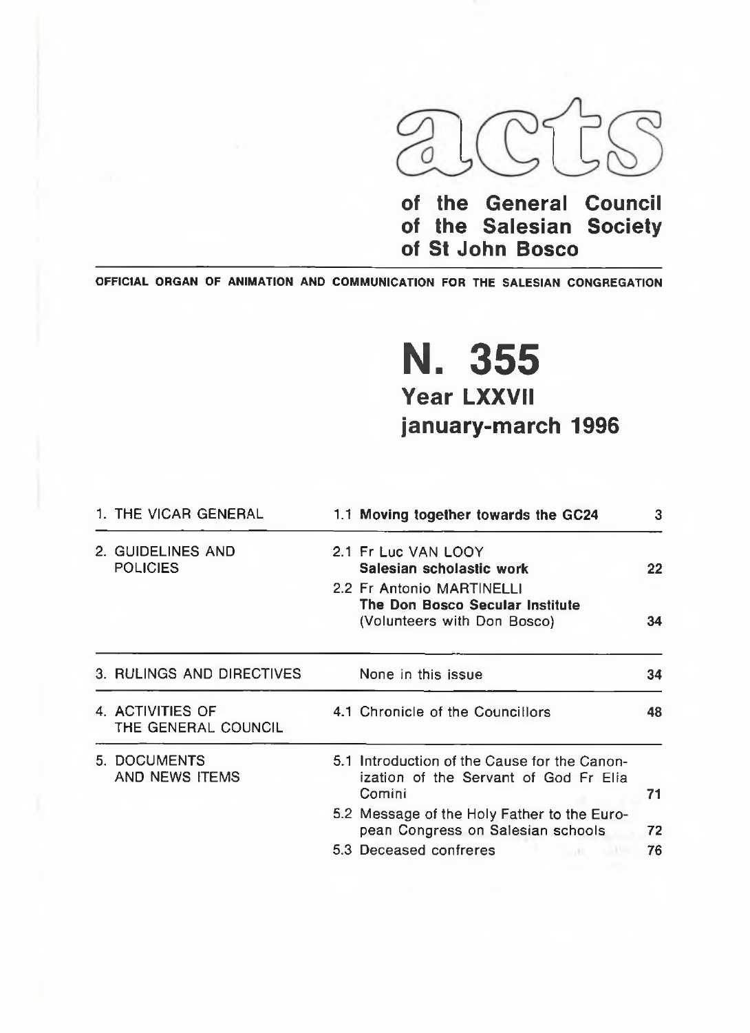# acts

**of the General Council of the Salesian Society of St John Bosco**

OFFICIAL ORGAN OF ANIMATION AND COMMUNICATION FOR THE SALESIAN CONGREGATION

# N. 355

## Year LXXVII

## january-march 1996

| | | |
|---|---|---|
| 1. THE VICAR GENERAL | 1.1 **Moving together towards the GC24** | 3 |
| 2. GUIDELINES AND POLICIES | 2.1 Fr Luc VAN LOOY **Salesian scholastic work** | 22 |
| | 2.2 Fr Antonio MARTINELLI **The Don Bosco Secular Institute** (Volunteers with Don Bosco) | 34 |
| 3. RULINGS AND DIRECTIVES | None in this issue | 34 |
| 4. ACTIVITIES OF THE GENERAL COUNCIL | 4.1 Chronicle of the Councillors | 48 |
| 5. DOCUMENTS AND NEWS ITEMS | 5.1 Introduction of the Cause for the Canonization of the Servant of God Fr Elia Comini | 71 |
| | 5.2 Message of the Holy Father to the European Congress on Salesian schools | 72 |
| | 5.3 Deceased confreres | 76 |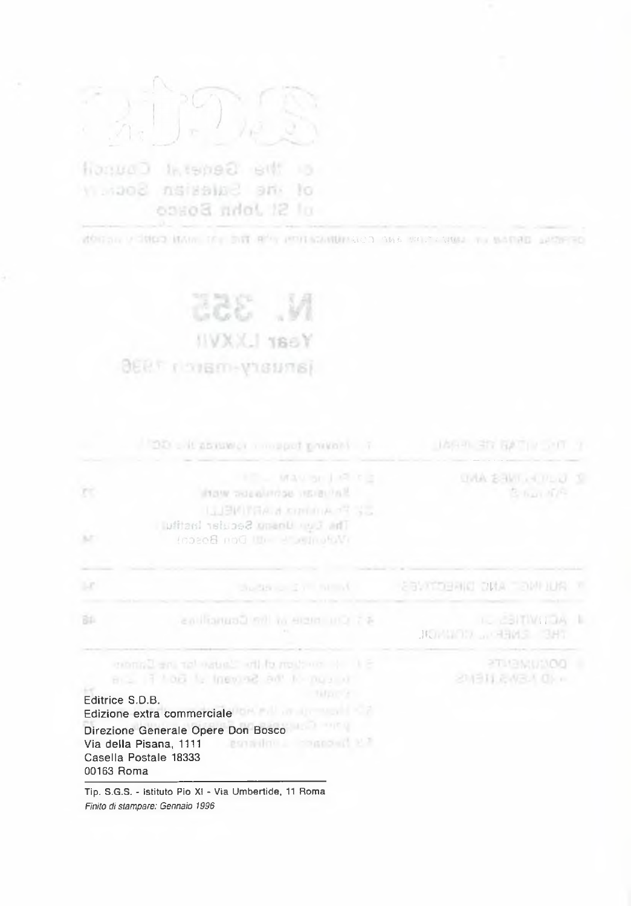Editrice S.D.B.
Edizione extra commerciale
Direzione Generale Opere Don Bosco
Via della Pisana, 1111
Casella Postale 18333
00163 Roma

Tip. S.G.S. - Istituto Pio XI - Via Umbertide, 11 Roma
*Finito di stampare: Gennaio 1996*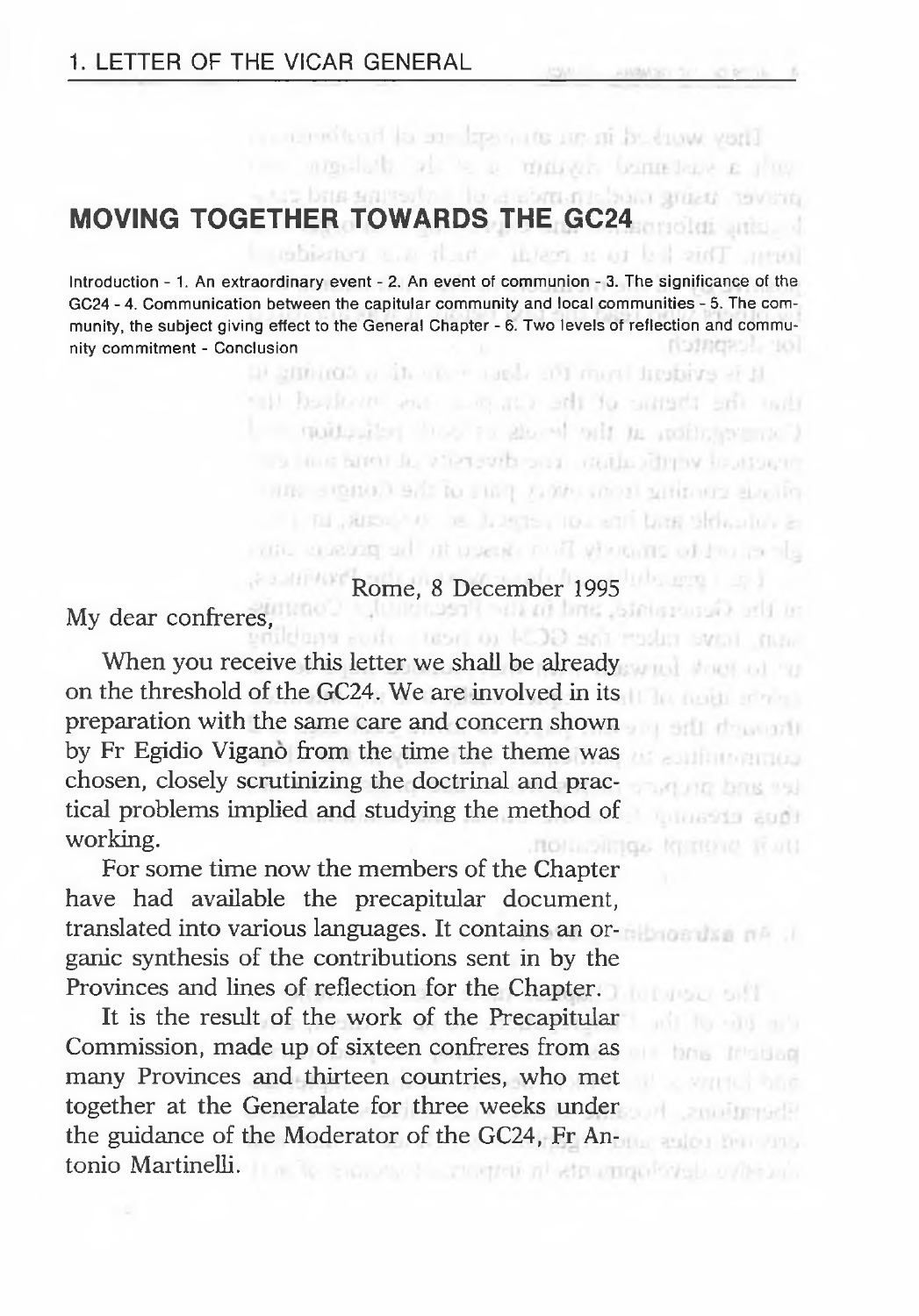# MOVING TOGETHER TOWARDS THE GC24

Introduction - 1. An extraordinary event - 2. An event of communion - 3. The significance of the GC24 - 4. Communication between the capitular community and local communities - 5. The community, the subject giving effect to the General Chapter - 6. Two levels of reflection and community commitment - Conclusion

Rome, 8 December 1995

My dear confreres,

When you receive this letter we shall be already on the threshold of the GC24. We are involved in its preparation with the same care and concern shown by Fr Egidio Viganò from the time the theme was chosen, closely scrutinizing the doctrinal and practical problems implied and studying the method of working.

For some time now the members of the Chapter have had available the precapitular document, translated into various languages. It contains an organic synthesis of the contributions sent in by the Provinces and lines of reflection for the Chapter.

It is the result of the work of the Precapitular Commission, made up of sixteen confreres from as many Provinces and thirteen countries, who met together at the Generalate for three weeks under the guidance of the Moderator of the GC24, Fr Antonio Martinelli.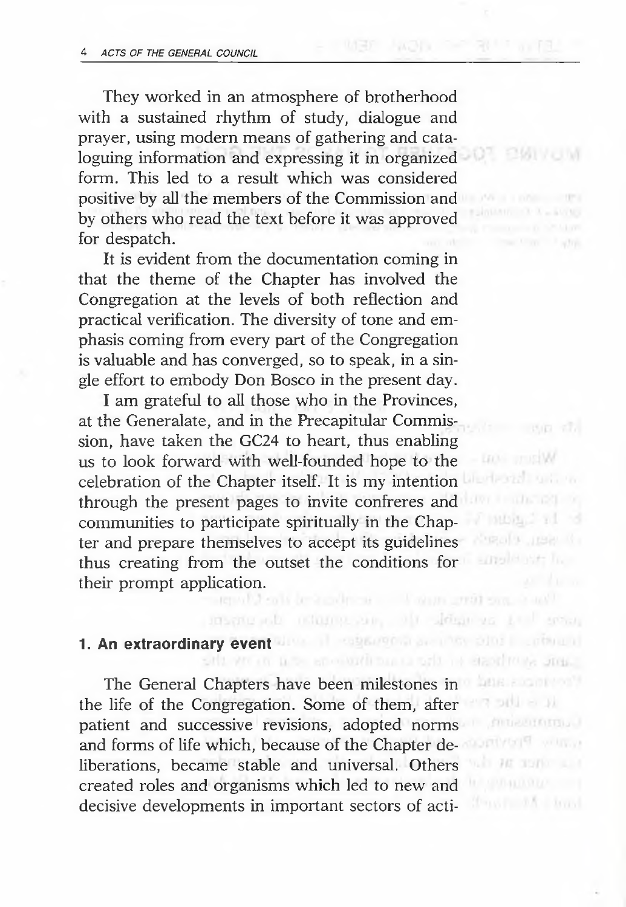They worked in an atmosphere of brotherhood with a sustained rhythm of study, dialogue and prayer, using modern means of gathering and cataloguing information and expressing it in organized form. This led to a result which was considered positive by all the members of the Commission and by others who read the text before it was approved for despatch.

It is evident from the documentation coming in that the theme of the Chapter has involved the Congregation at the levels of both reflection and practical verification. The diversity of tone and emphasis coming from every part of the Congregation is valuable and has converged, so to speak, in a single effort to embody Don Bosco in the present day.

I am grateful to all those who in the Provinces, at the Generalate, and in the Precapitular Commission, have taken the GC24 to heart, thus enabling us to look forward with well-founded hope to the celebration of the Chapter itself. It is my intention through the present pages to invite confreres and communities to participate spiritually in the Chapter and prepare themselves to accept its guidelines thus creating from the outset the conditions for their prompt application.

### 1. An extraordinary event

The General Chapters have been milestones in the life of the Congregation. Some of them, after patient and successive revisions, adopted norms and forms of life which, because of the Chapter deliberations, became stable and universal. Others created roles and organisms which led to new and decisive developments in important sectors of acti-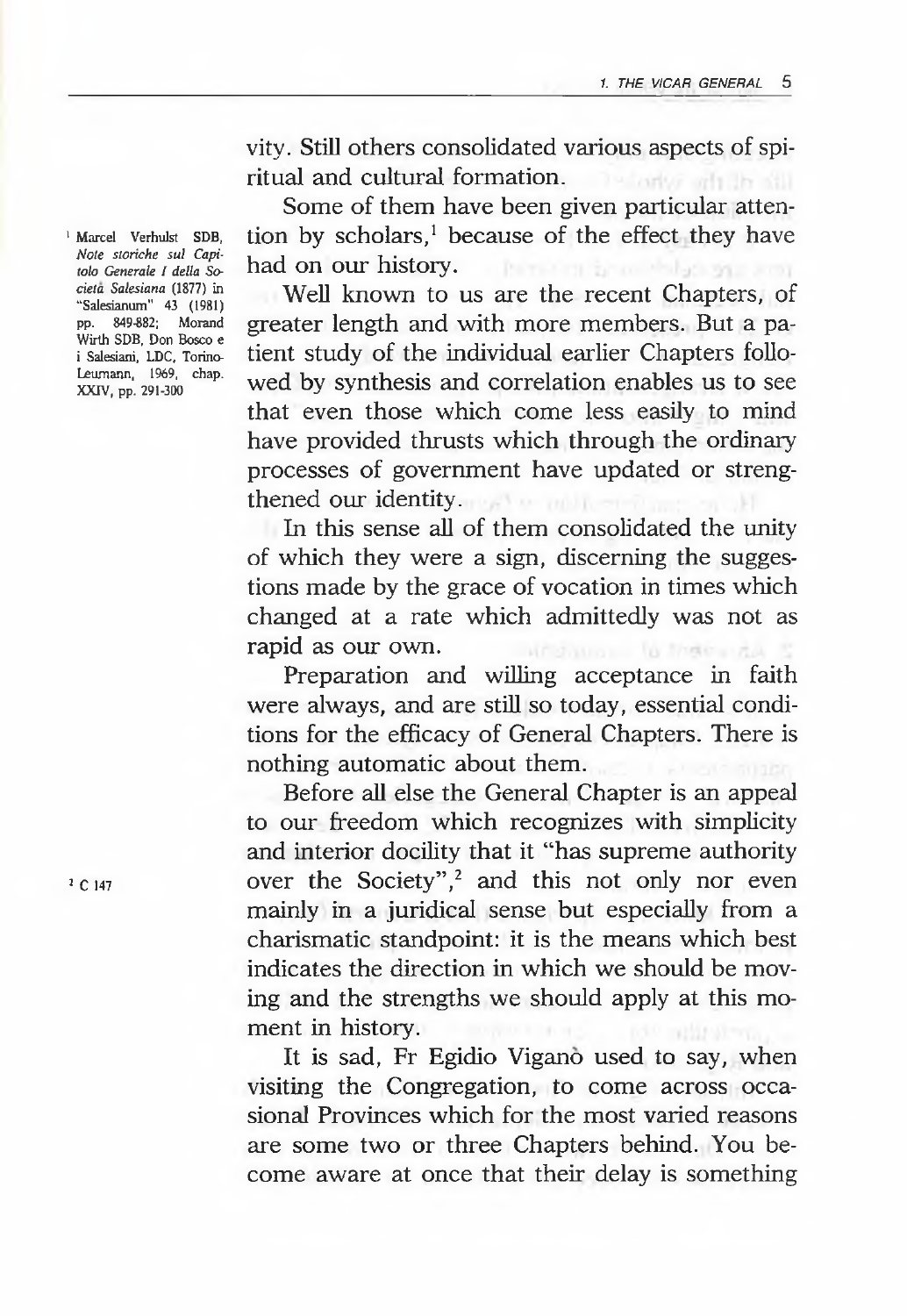vity. Still others consolidated various aspects of spiritual and cultural formation.

Some of them have been given particular attention by scholars,[1] because of the effect they have had on our history.

Well known to us are the recent Chapters, of greater length and with more members. But a patient study of the individual earlier Chapters followed by synthesis and correlation enables us to see that even those which come less easily to mind have provided thrusts which through the ordinary processes of government have updated or strengthened our identity.

In this sense all of them consolidated the unity of which they were a sign, discerning the suggestions made by the grace of vocation in times which changed at a rate which admittedly was not as rapid as our own.

Preparation and willing acceptance in faith were always, and are still so today, essential conditions for the efficacy of General Chapters. There is nothing automatic about them.

Before all else the General Chapter is an appeal to our freedom which recognizes with simplicity and interior docility that it "has supreme authority over the Society",[2] and this not only nor even mainly in a juridical sense but especially from a charismatic standpoint: it is the means which best indicates the direction in which we should be moving and the strengths we should apply at this moment in history.

It is sad, Fr Egidio Viganò used to say, when visiting the Congregation, to come across occasional Provinces which for the most varied reasons are some two or three Chapters behind. You become aware at once that their delay is something

[1] Marcel Verhulst SDB, *Note storiche sul Capitolo Generale I della Società Salesiana* (1877) in "Salesianum" 43 (1981) pp. 849-882; Morand Wirth SDB, Don Bosco e i Salesiani, LDC, Torino-Leumann, 1969, chap. XXIV, pp. 291-300

[2] C 147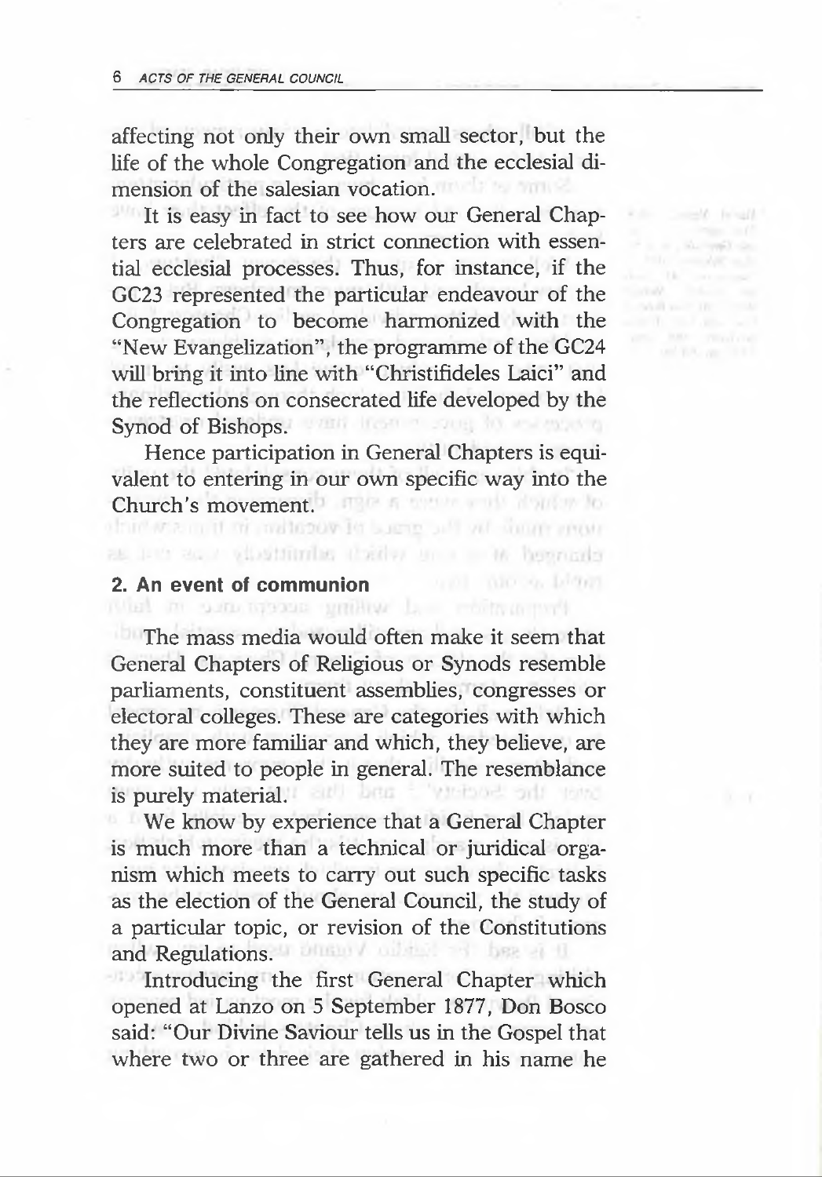affecting not only their own small sector, but the life of the whole Congregation and the ecclesial dimension of the salesian vocation.

It is easy in fact to see how our General Chapters are celebrated in strict connection with essential ecclesial processes. Thus, for instance, if the GC23 represented the particular endeavour of the Congregation to become harmonized with the "New Evangelization", the programme of the GC24 will bring it into line with "Christifideles Laici" and the reflections on consecrated life developed by the Synod of Bishops.

Hence participation in General Chapters is equivalent to entering in our own specific way into the Church's movement.

## 2. An event of communion

The mass media would often make it seem that General Chapters of Religious or Synods resemble parliaments, constituent assemblies, congresses or electoral colleges. These are categories with which they are more familiar and which, they believe, are more suited to people in general. The resemblance is purely material.

We know by experience that a General Chapter is much more than a technical or juridical organism which meets to carry out such specific tasks as the election of the General Council, the study of a particular topic, or revision of the Constitutions and Regulations.

Introducing the first General Chapter which opened at Lanzo on 5 September 1877, Don Bosco said: "Our Divine Saviour tells us in the Gospel that where two or three are gathered in his name he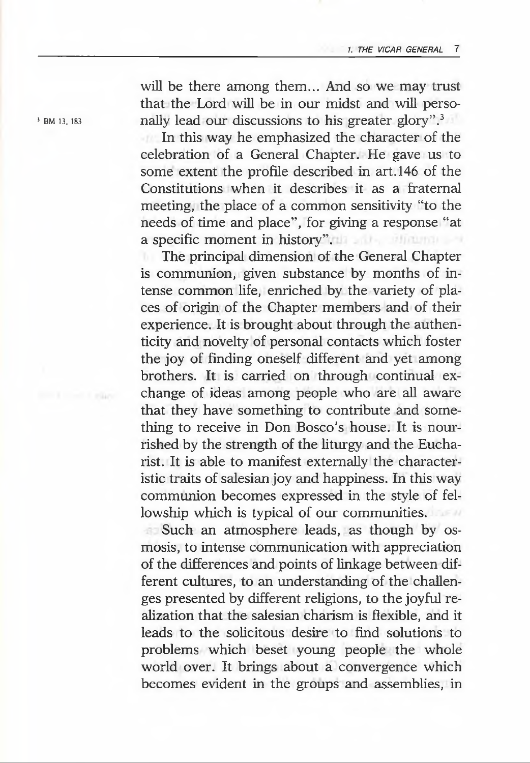will be there among them... And so we may trust that the Lord will be in our midst and will personally lead our discussions to his greater glory".[3]

[3] BM 13, 183

In this way he emphasized the character of the celebration of a General Chapter. He gave us to some extent the profile described in art.146 of the Constitutions when it describes it as a fraternal meeting, the place of a common sensitivity "to the needs of time and place", for giving a response "at a specific moment in history".

The principal dimension of the General Chapter is communion, given substance by months of intense common life, enriched by the variety of places of origin of the Chapter members and of their experience. It is brought about through the authenticity and novelty of personal contacts which foster the joy of finding oneself different and yet among brothers. It is carried on through continual exchange of ideas among people who are all aware that they have something to contribute and something to receive in Don Bosco's house. It is nourished by the strength of the liturgy and the Eucharist. It is able to manifest externally the characteristic traits of salesian joy and happiness. In this way communion becomes expressed in the style of fellowship which is typical of our communities.

Such an atmosphere leads, as though by osmosis, to intense communication with appreciation of the differences and points of linkage between different cultures, to an understanding of the challenges presented by different religions, to the joyful realization that the salesian charism is flexible, and it leads to the solicitous desire to find solutions to problems which beset young people the whole world over. It brings about a convergence which becomes evident in the groups and assemblies, in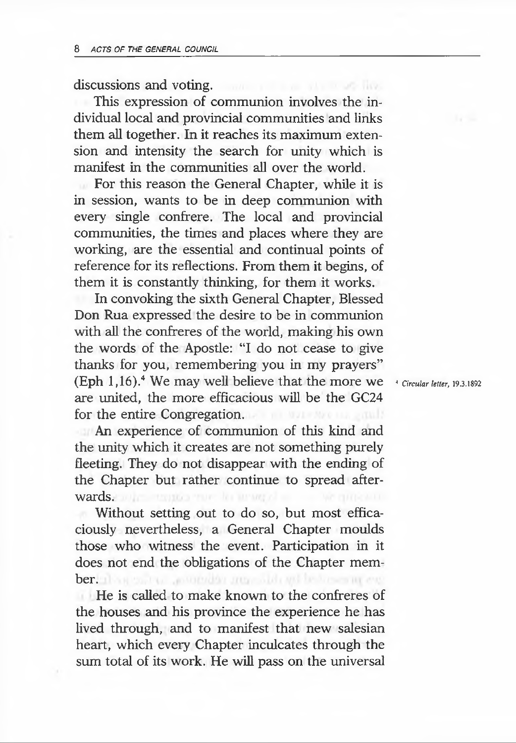discussions and voting.

This expression of communion involves the individual local and provincial communities and links them all together. In it reaches its maximum extension and intensity the search for unity which is manifest in the communities all over the world.

For this reason the General Chapter, while it is in session, wants to be in deep communion with every single confrere. The local and provincial communities, the times and places where they are working, are the essential and continual points of reference for its reflections. From them it begins, of them it is constantly thinking, for them it works.

In convoking the sixth General Chapter, Blessed Don Rua expressed the desire to be in communion with all the confreres of the world, making his own the words of the Apostle: "I do not cease to give thanks for you, remembering you in my prayers" (Eph 1,16).[4] We may well believe that the more we are united, the more efficacious will be the GC24 for the entire Congregation.

An experience of communion of this kind and the unity which it creates are not something purely fleeting. They do not disappear with the ending of the Chapter but rather continue to spread afterwards.

Without setting out to do so, but most efficaciously nevertheless, a General Chapter moulds those who witness the event. Participation in it does not end the obligations of the Chapter member.

He is called to make known to the confreres of the houses and his province the experience he has lived through, and to manifest that new salesian heart, which every Chapter inculcates through the sum total of its work. He will pass on the universal

[4] *Circular letter*, 19.3.1892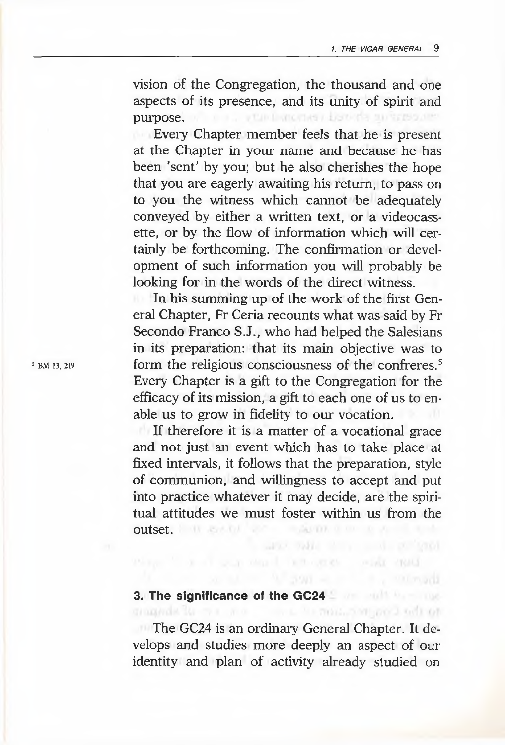vision of the Congregation, the thousand and one aspects of its presence, and its unity of spirit and purpose.

Every Chapter member feels that he is present at the Chapter in your name and because he has been 'sent' by you; but he also cherishes the hope that you are eagerly awaiting his return, to pass on to you the witness which cannot be adequately conveyed by either a written text, or a videocassette, or by the flow of information which will certainly be forthcoming. The confirmation or development of such information you will probably be looking for in the words of the direct witness.

In his summing up of the work of the first General Chapter, Fr Ceria recounts what was said by Fr Secondo Franco S.J., who had helped the Salesians in its preparation: that its main objective was to form the religious consciousness of the confreres.[5] Every Chapter is a gift to the Congregation for the efficacy of its mission, a gift to each one of us to enable us to grow in fidelity to our vocation.

[5] BM 13, 219

If therefore it is a matter of a vocational grace and not just an event which has to take place at fixed intervals, it follows that the preparation, style of communion, and willingness to accept and put into practice whatever it may decide, are the spiritual attitudes we must foster within us from the outset.

### 3. The significance of the GC24

The GC24 is an ordinary General Chapter. It develops and studies more deeply an aspect of our identity and plan of activity already studied on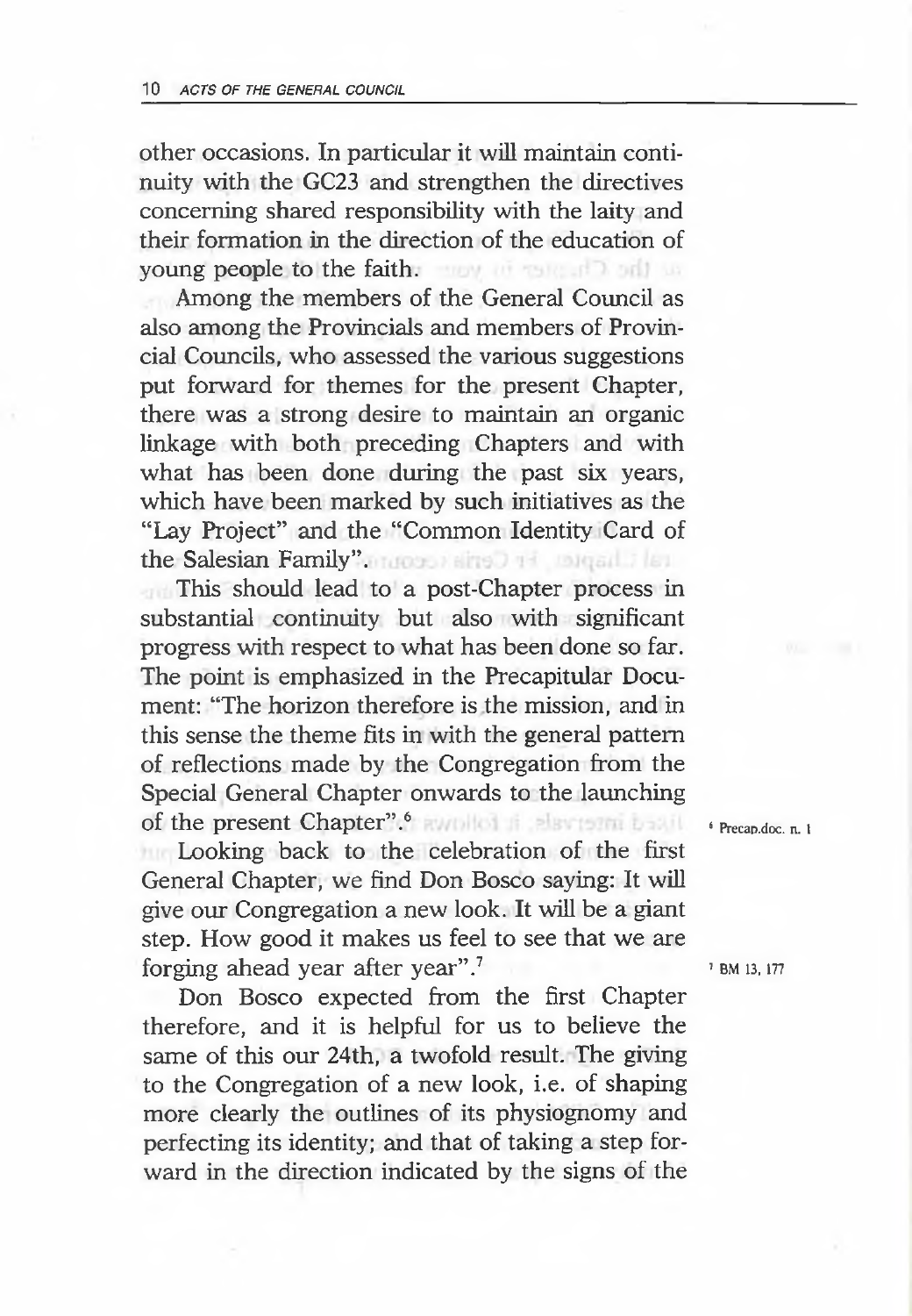other occasions. In particular it will maintain continuity with the GC23 and strengthen the directives concerning shared responsibility with the laity and their formation in the direction of the education of young people to the faith.

Among the members of the General Council as also among the Provincials and members of Provincial Councils, who assessed the various suggestions put forward for themes for the present Chapter, there was a strong desire to maintain an organic linkage with both preceding Chapters and with what has been done during the past six years, which have been marked by such initiatives as the "Lay Project" and the "Common Identity Card of the Salesian Family".

This should lead to a post-Chapter process in substantial continuity but also with significant progress with respect to what has been done so far. The point is emphasized in the Precapitular Document: "The horizon therefore is the mission, and in this sense the theme fits in with the general pattern of reflections made by the Congregation from the Special General Chapter onwards to the launching of the present Chapter".[6]

Looking back to the celebration of the first General Chapter, we find Don Bosco saying: It will give our Congregation a new look. It will be a giant step. How good it makes us feel to see that we are forging ahead year after year".[7]

Don Bosco expected from the first Chapter therefore, and it is helpful for us to believe the same of this our 24th, a twofold result. The giving to the Congregation of a new look, i.e. of shaping more clearly the outlines of its physiognomy and perfecting its identity; and that of taking a step forward in the direction indicated by the signs of the

[6] Precap.doc. n. 1

[7] BM 13, 177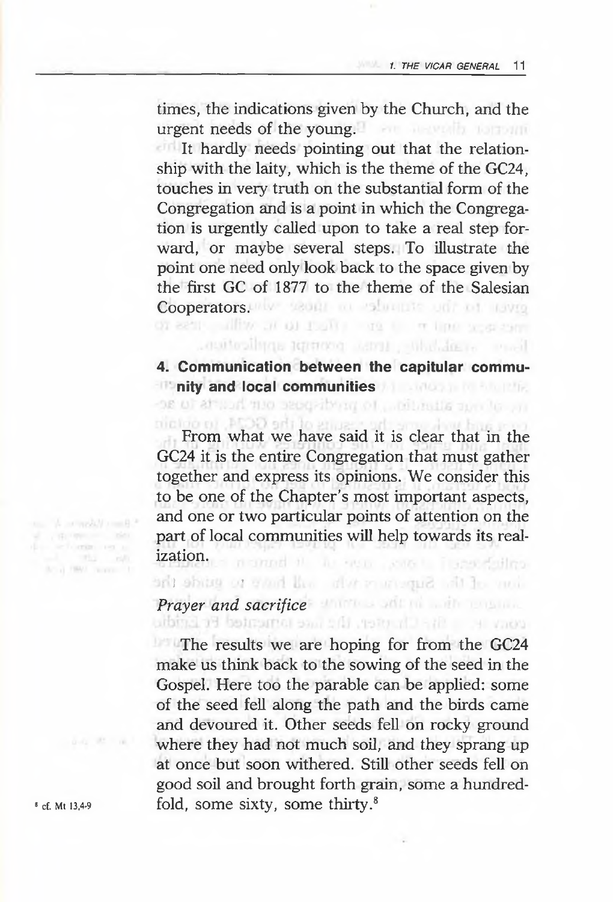times, the indications given by the Church, and the urgent needs of the young.

It hardly needs pointing out that the relationship with the laity, which is the theme of the GC24, touches in very truth on the substantial form of the Congregation and is a point in which the Congregation is urgently called upon to take a real step forward, or maybe several steps. To illustrate the point one need only look back to the space given by the first GC of 1877 to the theme of the Salesian Cooperators.

## 4. Communication between the capitular community and local communities

From what we have said it is clear that in the GC24 it is the entire Congregation that must gather together and express its opinions. We consider this to be one of the Chapter's most important aspects, and one or two particular points of attention on the part of local communities will help towards its realization.

### *Prayer and sacrifice*

The results we are hoping for from the GC24 make us think back to the sowing of the seed in the Gospel. Here too the parable can be applied: some of the seed fell along the path and the birds came and devoured it. Other seeds fell on rocky ground where they had not much soil, and they sprang up at once but soon withered. Still other seeds fell on good soil and brought forth grain, some a hundredfold, some sixty, some thirty.[8]

[8] cf. Mt 13,4-9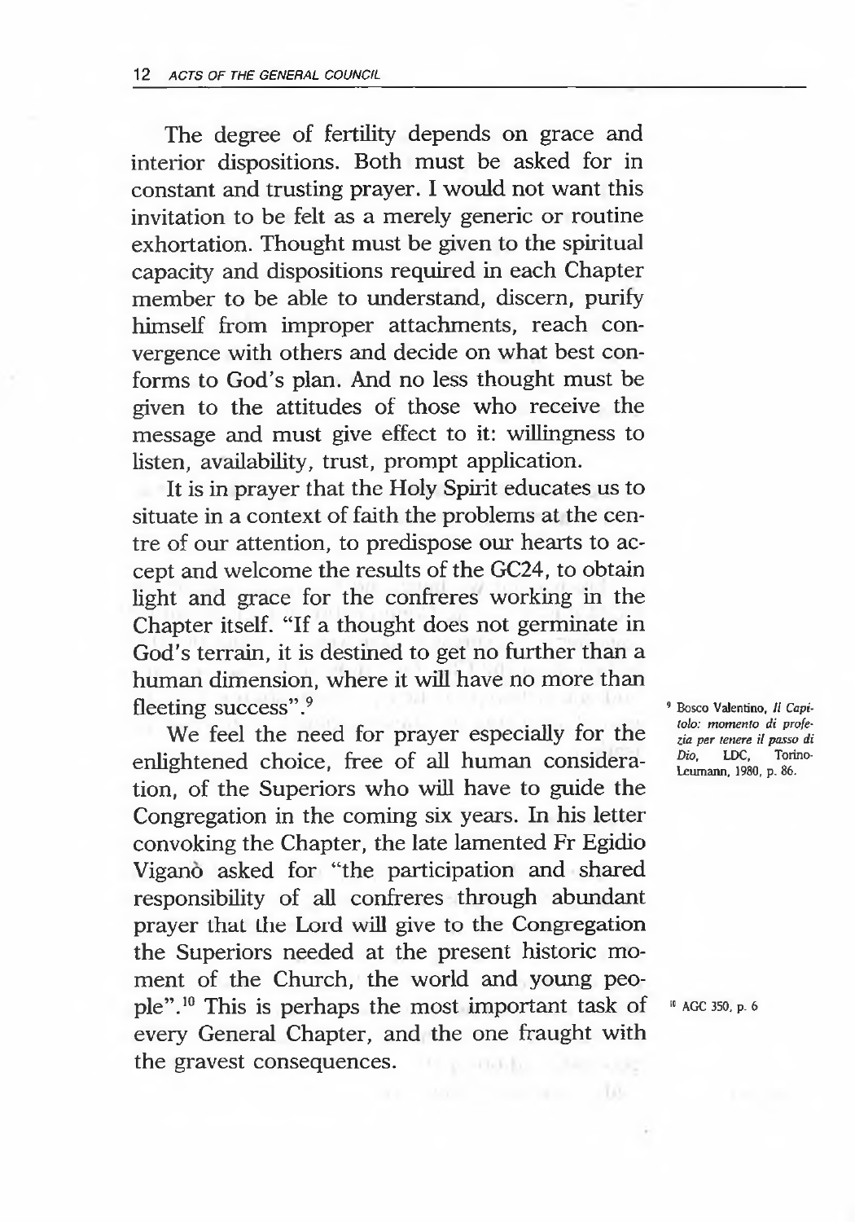The degree of fertility depends on grace and interior dispositions. Both must be asked for in constant and trusting prayer. I would not want this invitation to be felt as a merely generic or routine exhortation. Thought must be given to the spiritual capacity and dispositions required in each Chapter member to be able to understand, discern, purify himself from improper attachments, reach convergence with others and decide on what best conforms to God's plan. And no less thought must be given to the attitudes of those who receive the message and must give effect to it: willingness to listen, availability, trust, prompt application.

It is in prayer that the Holy Spirit educates us to situate in a context of faith the problems at the centre of our attention, to predispose our hearts to accept and welcome the results of the GC24, to obtain light and grace for the confreres working in the Chapter itself. "If a thought does not germinate in God's terrain, it is destined to get no further than a human dimension, where it will have no more than fleeting success".[9]

We feel the need for prayer especially for the enlightened choice, free of all human consideration, of the Superiors who will have to guide the Congregation in the coming six years. In his letter convoking the Chapter, the late lamented Fr Egidio Viganò asked for "the participation and shared responsibility of all confreres through abundant prayer that the Lord will give to the Congregation the Superiors needed at the present historic moment of the Church, the world and young people".[10] This is perhaps the most important task of every General Chapter, and the one fraught with the gravest consequences.

[9] Bosco Valentino, *Il Capitolo: momento di profezia per tenere il passo di Dio*, LDC, Torino-Leumann, 1980, p. 86.

[10] AGC 350, p. 6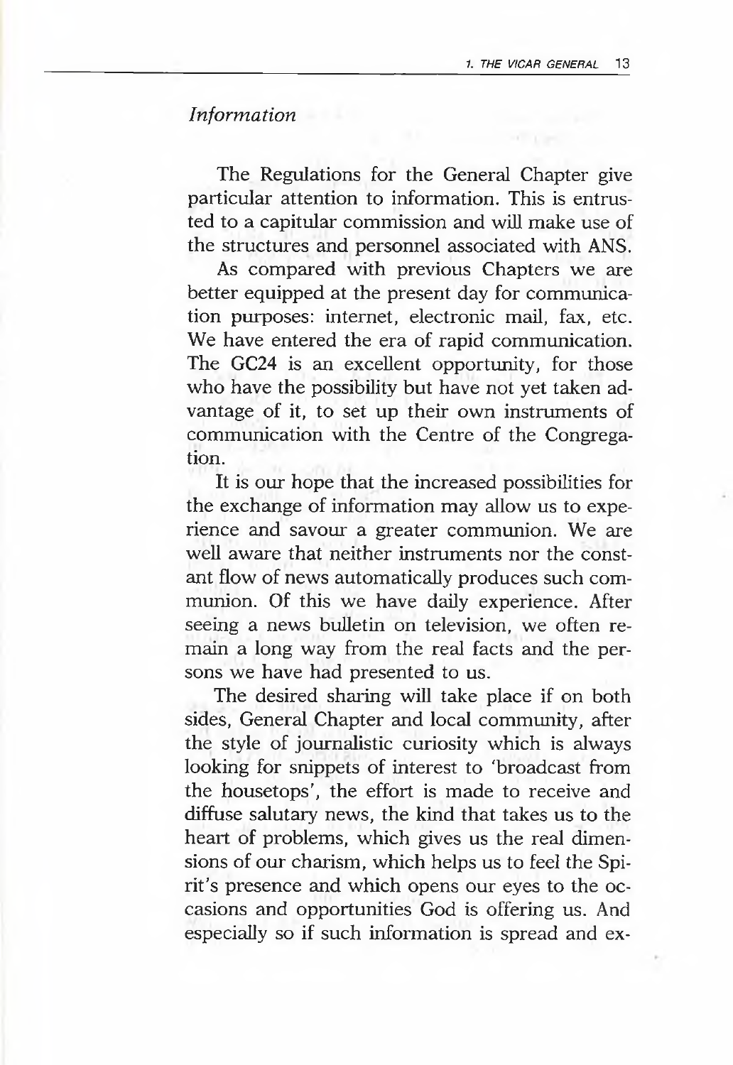*Information*

The Regulations for the General Chapter give particular attention to information. This is entrusted to a capitular commission and will make use of the structures and personnel associated with ANS.

As compared with previous Chapters we are better equipped at the present day for communication purposes: internet, electronic mail, fax, etc. We have entered the era of rapid communication. The GC24 is an excellent opportunity, for those who have the possibility but have not yet taken advantage of it, to set up their own instruments of communication with the Centre of the Congregation.

It is our hope that the increased possibilities for the exchange of information may allow us to experience and savour a greater communion. We are well aware that neither instruments nor the constant flow of news automatically produces such communion. Of this we have daily experience. After seeing a news bulletin on television, we often remain a long way from the real facts and the persons we have had presented to us.

The desired sharing will take place if on both sides, General Chapter and local community, after the style of journalistic curiosity which is always looking for snippets of interest to 'broadcast from the housetops', the effort is made to receive and diffuse salutary news, the kind that takes us to the heart of problems, which gives us the real dimensions of our charism, which helps us to feel the Spirit's presence and which opens our eyes to the occasions and opportunities God is offering us. And especially so if such information is spread and ex-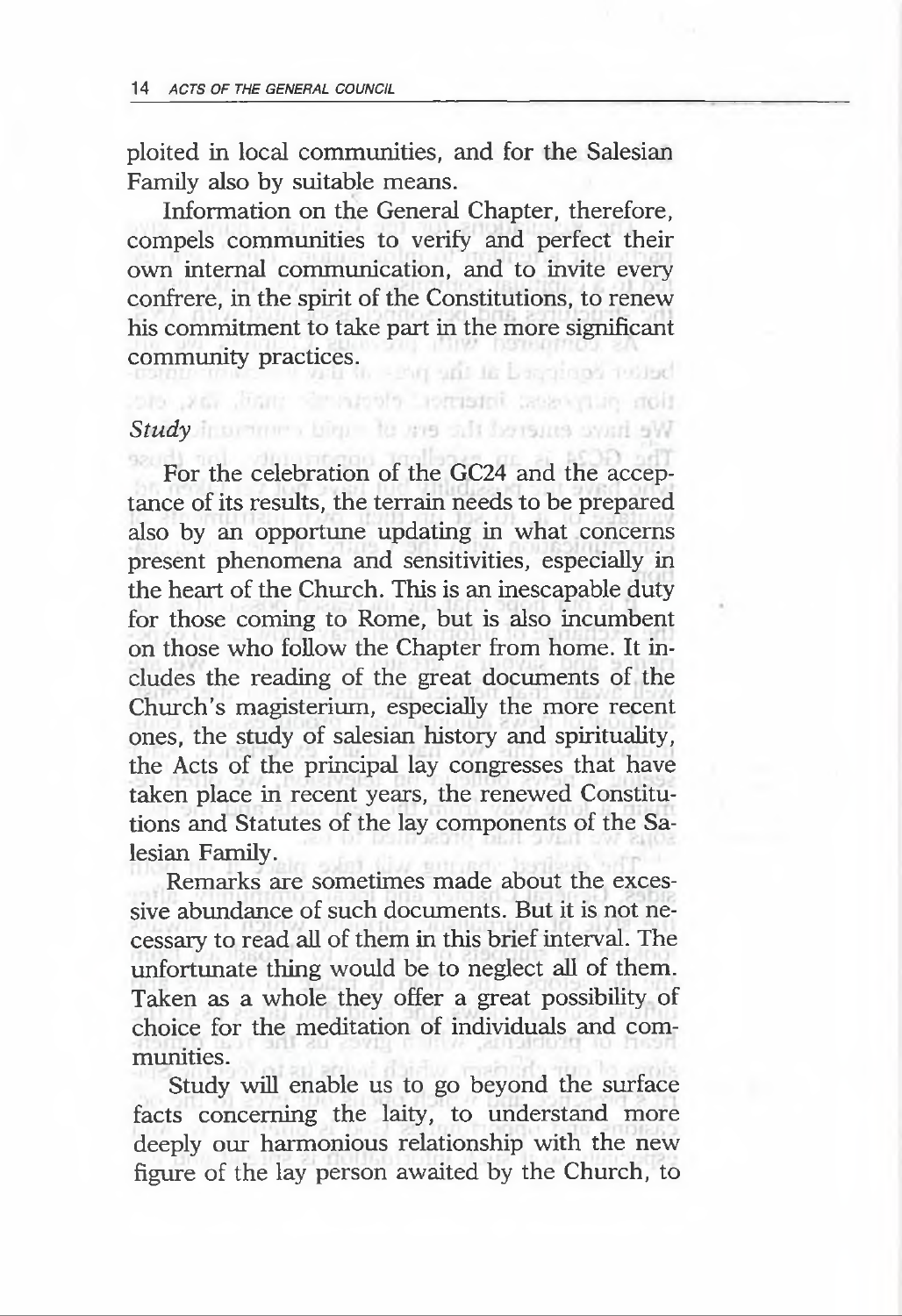ploited in local communities, and for the Salesian Family also by suitable means.

Information on the General Chapter, therefore, compels communities to verify and perfect their own internal communication, and to invite every confrere, in the spirit of the Constitutions, to renew his commitment to take part in the more significant community practices.

*Study*

For the celebration of the GC24 and the acceptance of its results, the terrain needs to be prepared also by an opportune updating in what concerns present phenomena and sensitivities, especially in the heart of the Church. This is an inescapable duty for those coming to Rome, but is also incumbent on those who follow the Chapter from home. It includes the reading of the great documents of the Church's magisterium, especially the more recent ones, the study of salesian history and spirituality, the Acts of the principal lay congresses that have taken place in recent years, the renewed Constitutions and Statutes of the lay components of the Salesian Family.

Remarks are sometimes made about the excessive abundance of such documents. But it is not necessary to read all of them in this brief interval. The unfortunate thing would be to neglect all of them. Taken as a whole they offer a great possibility of choice for the meditation of individuals and communities.

Study will enable us to go beyond the surface facts concerning the laity, to understand more deeply our harmonious relationship with the new figure of the lay person awaited by the Church, to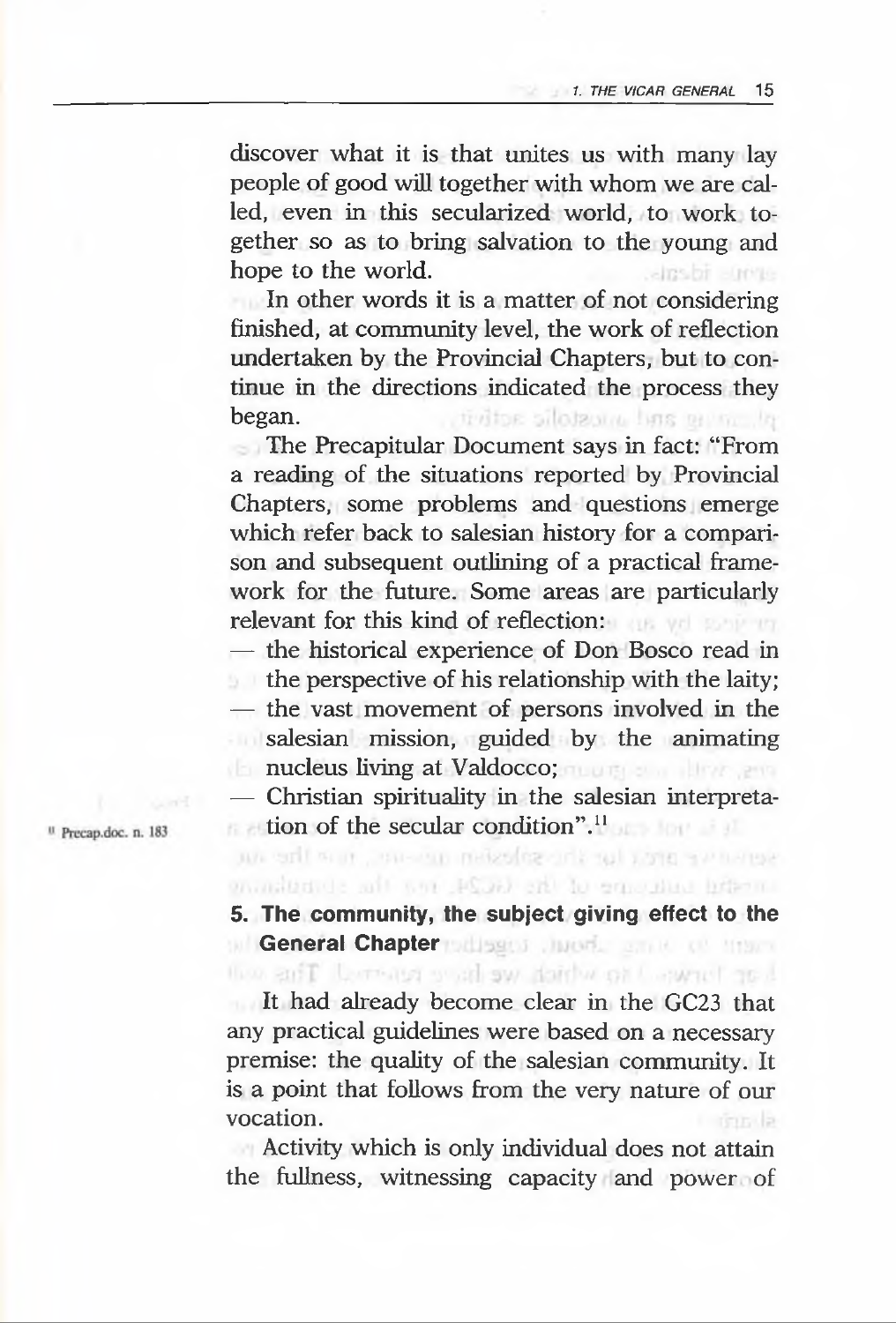discover what it is that unites us with many lay people of good will together with whom we are called, even in this secularized world, to work together so as to bring salvation to the young and hope to the world.

In other words it is a matter of not considering finished, at community level, the work of reflection undertaken by the Provincial Chapters, but to continue in the directions indicated the process they began.

The Precapitular Document says in fact: "From a reading of the situations reported by Provincial Chapters, some problems and questions emerge which refer back to salesian history for a comparison and subsequent outlining of a practical framework for the future. Some areas are particularly relevant for this kind of reflection:

- the historical experience of Don Bosco read in the perspective of his relationship with the laity;
- the vast movement of persons involved in the salesian mission, guided by the animating nucleus living at Valdocco;
- Christian spirituality in the salesian interpretation of the secular condition".[11]

[11] Precap.doc. n. 183

## 5. The community, the subject giving effect to the General Chapter

It had already become clear in the GC23 that any practical guidelines were based on a necessary premise: the quality of the salesian community. It is a point that follows from the very nature of our vocation.

Activity which is only individual does not attain the fullness, witnessing capacity and power of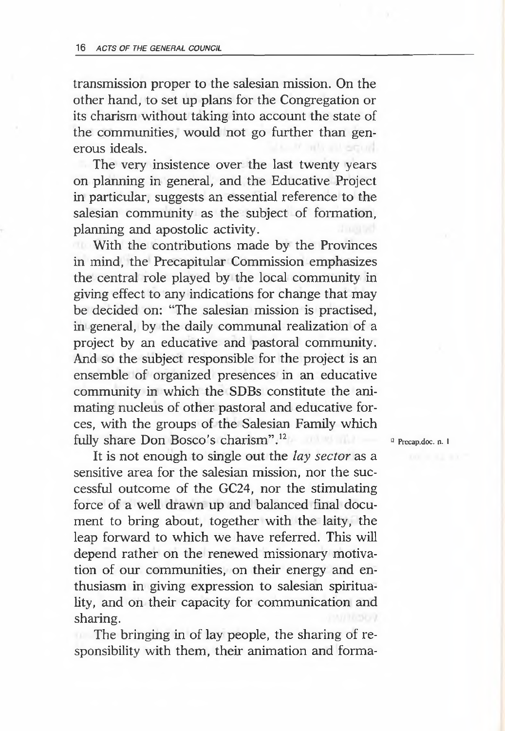transmission proper to the salesian mission. On the other hand, to set up plans for the Congregation or its charism without taking into account the state of the communities, would not go further than generous ideals.

The very insistence over the last twenty years on planning in general, and the Educative Project in particular, suggests an essential reference to the salesian community as the subject of formation, planning and apostolic activity.

With the contributions made by the Provinces in mind, the Precapitular Commission emphasizes the central role played by the local community in giving effect to any indications for change that may be decided on: "The salesian mission is practised, in general, by the daily communal realization of a project by an educative and pastoral community. And so the subject responsible for the project is an ensemble of organized presences in an educative community in which the SDBs constitute the animating nucleus of other pastoral and educative forces, with the groups of the Salesian Family which fully share Don Bosco's charism".[12]

[12] Precap.doc. n. 1

It is not enough to single out the *lay sector* as a sensitive area for the salesian mission, nor the successful outcome of the GC24, nor the stimulating force of a well drawn up and balanced final document to bring about, together with the laity, the leap forward to which we have referred. This will depend rather on the renewed missionary motivation of our communities, on their energy and enthusiasm in giving expression to salesian spirituality, and on their capacity for communication and sharing.

The bringing in of lay people, the sharing of responsibility with them, their animation and forma-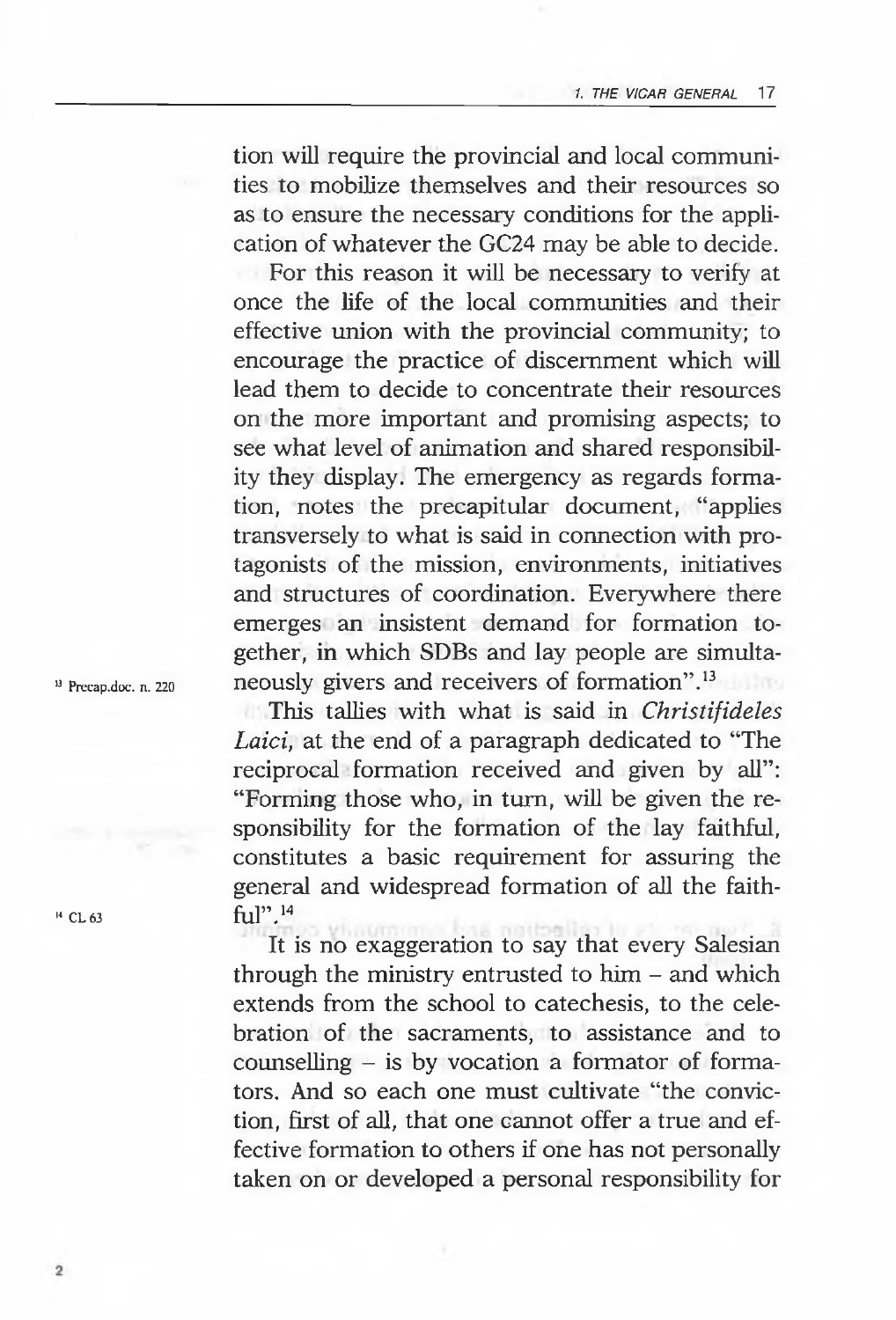tion will require the provincial and local communities to mobilize themselves and their resources so as to ensure the necessary conditions for the application of whatever the GC24 may be able to decide.

For this reason it will be necessary to verify at once the life of the local communities and their effective union with the provincial community; to encourage the practice of discernment which will lead them to decide to concentrate their resources on the more important and promising aspects; to see what level of animation and shared responsibility they display. The emergency as regards formation, notes the precapitular document, "applies transversely to what is said in connection with protagonists of the mission, environments, initiatives and structures of coordination. Everywhere there emerges an insistent demand for formation together, in which SDBs and lay people are simultaneously givers and receivers of formation".[13]

This tallies with what is said in *Christifideles Laici*, at the end of a paragraph dedicated to "The reciprocal formation received and given by all": "Forming those who, in turn, will be given the responsibility for the formation of the lay faithful, constitutes a basic requirement for assuring the general and widespread formation of all the faithful".[14]

It is no exaggeration to say that every Salesian through the ministry entrusted to him – and which extends from the school to catechesis, to the celebration of the sacraments, to assistance and to counselling – is by vocation a formator of formators. And so each one must cultivate "the conviction, first of all, that one cannot offer a true and effective formation to others if one has not personally taken on or developed a personal responsibility for

[13] Precap.doc. n. 220

[14] CL 63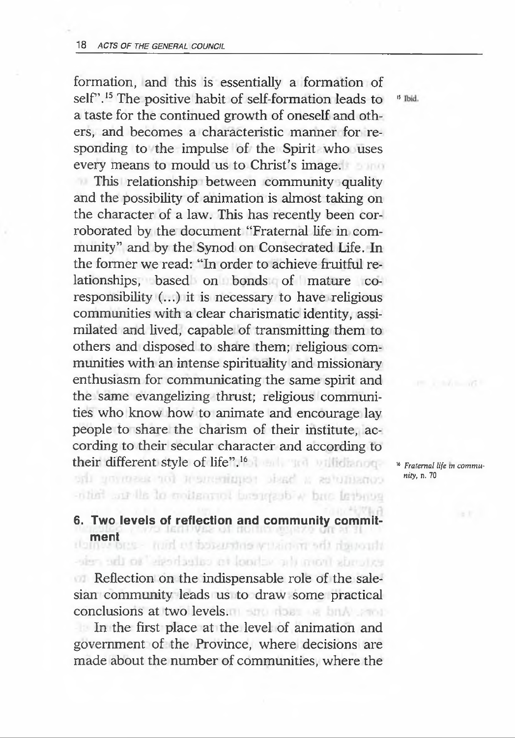formation, and this is essentially a formation of self".[15] The positive habit of self-formation leads to a taste for the continued growth of oneself and others, and becomes a characteristic manner for responding to the impulse of the Spirit who uses every means to mould us to Christ's image.

This relationship between community quality and the possibility of animation is almost taking on the character of a law. This has recently been corroborated by the document "Fraternal life in community" and by the Synod on Consecrated Life. In the former we read: "In order to achieve fruitful relationships, based on bonds of mature co-responsibility (...) it is necessary to have religious communities with a clear charismatic identity, assimilated and lived, capable of transmitting them to others and disposed to share them; religious communities with an intense spirituality and missionary enthusiasm for communicating the same spirit and the same evangelizing thrust; religious communities who know how to animate and encourage lay people to share the charism of their institute, according to their secular character and according to their different style of life".[16]

[15] Ibid.

[16] *Fraternal life in community*, n. 70

## 6. Two levels of reflection and community commitment

Reflection on the indispensable role of the salesian community leads us to draw some practical conclusions at two levels.

In the first place at the level of animation and government of the Province, where decisions are made about the number of communities, where the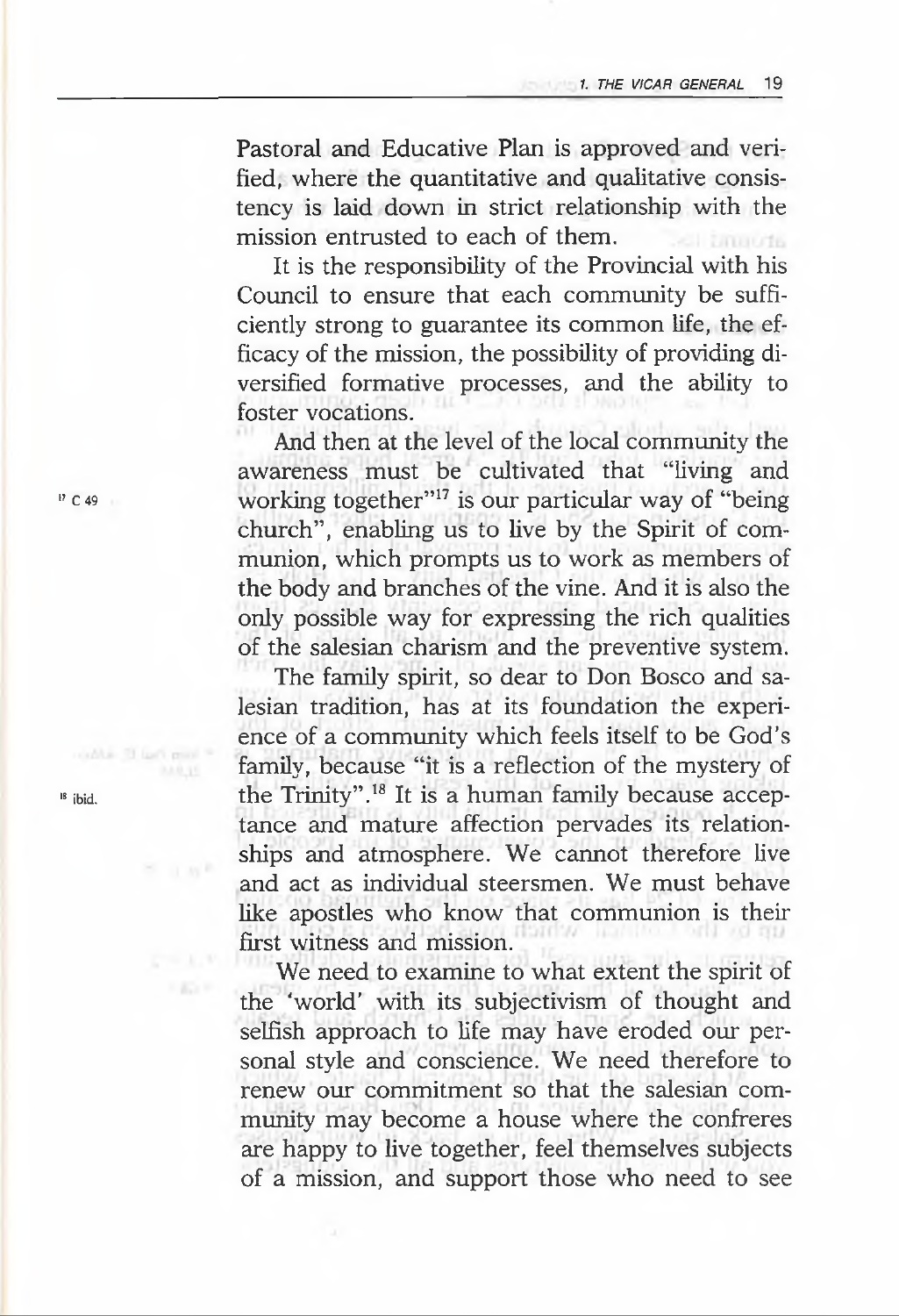Pastoral and Educative Plan is approved and verified, where the quantitative and qualitative consistency is laid down in strict relationship with the mission entrusted to each of them.

It is the responsibility of the Provincial with his Council to ensure that each community be sufficiently strong to guarantee its common life, the efficacy of the mission, the possibility of providing diversified formative processes, and the ability to foster vocations.

And then at the level of the local community the awareness must be cultivated that "living and working together"[17] is our particular way of "being church", enabling us to live by the Spirit of communion, which prompts us to work as members of the body and branches of the vine. And it is also the only possible way for expressing the rich qualities of the salesian charism and the preventive system.

The family spirit, so dear to Don Bosco and salesian tradition, has at its foundation the experience of a community which feels itself to be God's family, because "it is a reflection of the mystery of the Trinity".[18] It is a human family because acceptance and mature affection pervades its relationships and atmosphere. We cannot therefore live and act as individual steersmen. We must behave like apostles who know that communion is their first witness and mission.

We need to examine to what extent the spirit of the 'world' with its subjectivism of thought and selfish approach to life may have eroded our personal style and conscience. We need therefore to renew our commitment so that the salesian community may become a house where the confreres are happy to live together, feel themselves subjects of a mission, and support those who need to see

[17] C 49

[18] ibid.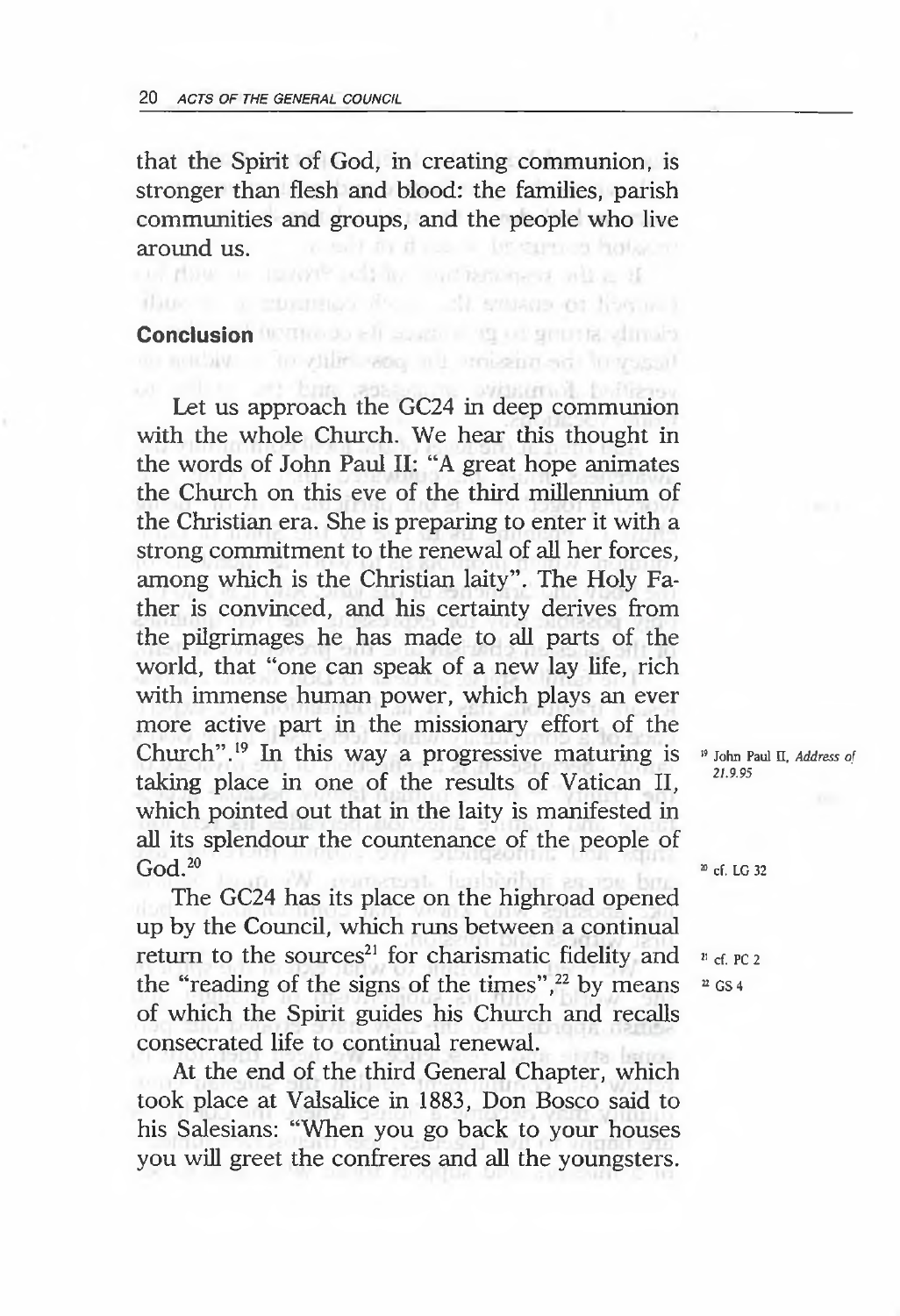that the Spirit of God, in creating communion, is stronger than flesh and blood: the families, parish communities and groups, and the people who live around us.

## Conclusion

Let us approach the GC24 in deep communion with the whole Church. We hear this thought in the words of John Paul II: "A great hope animates the Church on this eve of the third millennium of the Christian era. She is preparing to enter it with a strong commitment to the renewal of all her forces, among which is the Christian laity". The Holy Father is convinced, and his certainty derives from the pilgrimages he has made to all parts of the world, that "one can speak of a new lay life, rich with immense human power, which plays an ever more active part in the missionary effort of the Church".[19] In this way a progressive maturing is taking place in one of the results of Vatican II, which pointed out that in the laity is manifested in all its splendour the countenance of the people of God.[20]

The GC24 has its place on the highroad opened up by the Council, which runs between a continual return to the sources[21] for charismatic fidelity and the "reading of the signs of the times",[22] by means of which the Spirit guides his Church and recalls consecrated life to continual renewal.

At the end of the third General Chapter, which took place at Valsalice in 1883, Don Bosco said to his Salesians: "When you go back to your houses you will greet the confreres and all the youngsters.

[19] John Paul II, *Address of 21.9.95*

[20] cf. LG 32

[21] cf. PC 2

[22] GS 4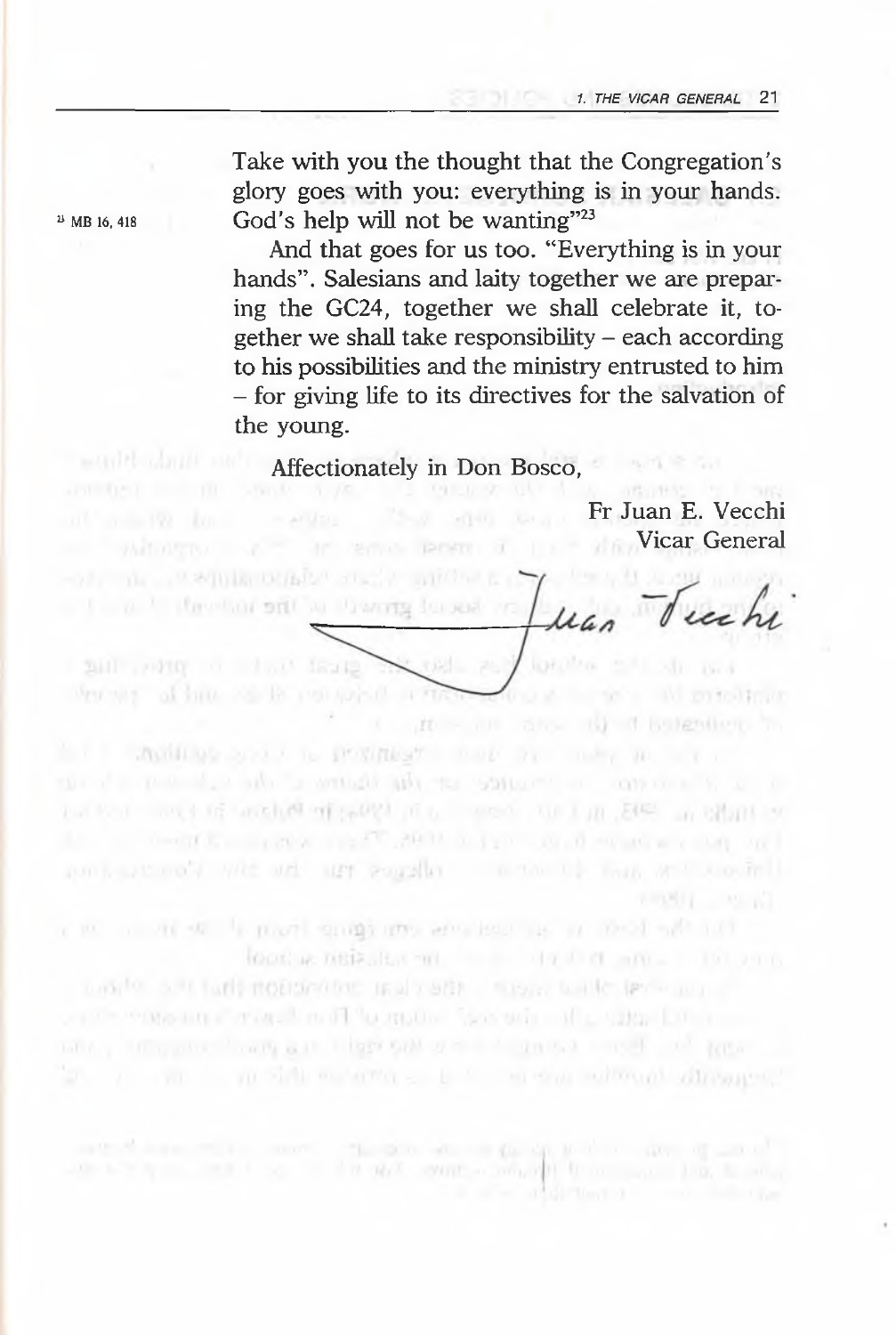Take with you the thought that the Congregation's glory goes with you: everything is in your hands. God's help will not be wanting"[23]

[23] MB 16, 418

And that goes for us too. "Everything is in your hands". Salesians and laity together we are preparing the GC24, together we shall celebrate it, together we shall take responsibility – each according to his possibilities and the ministry entrusted to him – for giving life to its directives for the salvation of the young.

Affectionately in Don Bosco,

Fr Juan E. Vecchi
Vicar General